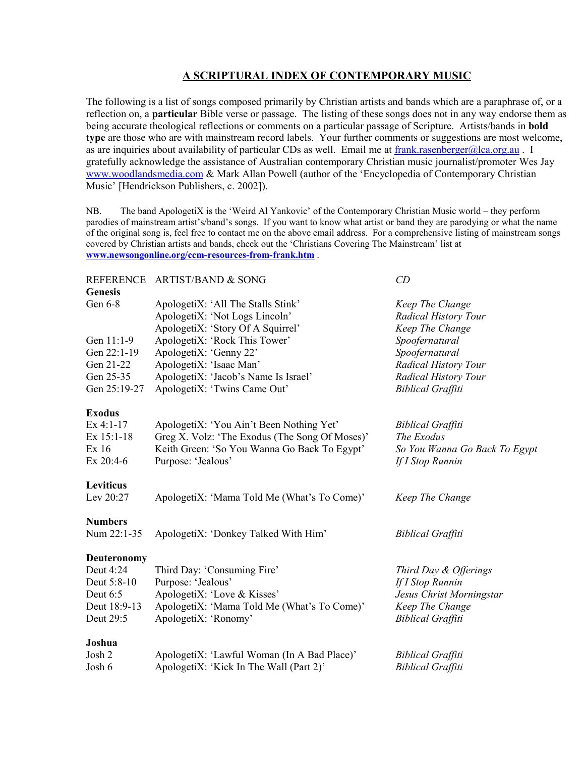# A SCRIPTURAL INDEX OF CONTEMPORARY MUSIC

The following is a list of songs composed primarily by Christian artists and bands which are a paraphrase of, or a reflection on, a **particular** Bible verse or passage. The listing of these songs does not in any way endorse them as being accurate theological reflections or comments on a particular passage of Scripture. Artists/bands in **bold type** are those who are with mainstream record labels. Your further comments or suggestions are most welcome, as are inquiries about availability of particular CDs as well. Email me at frank.rasenberger@lca.org.au . I gratefully acknowledge the assistance of Australian contemporary Christian music journalist/promoter Wes Jay www.woodlandsmedia.com & Mark Allan Powell (author of the 'Encyclopedia of Contemporary Christian Music' [Hendrickson Publishers, c. 2002]).

NB. The band ApologetiX is the 'Weird Al Yankovic' of the Contemporary Christian Music world – they perform parodies of mainstream artist's/band's songs. If you want to know what artist or band they are parodying or what the name of the original song is, feel free to contact me on the above email address. For a comprehensive listing of mainstream songs covered by Christian artists and bands, check out the 'Christians Covering The Mainstream' list at **www.newsongonline.org/ccm-resources-from-frank.htm** .

| REFERENCE | ARTIST/BAND & SONG | *CD* |
|---|---|---|
| **Genesis** | | |
| Gen 6-8 | ApologetiX: 'All The Stalls Stink' | *Keep The Change* |
| | ApologetiX: 'Not Logs Lincoln' | *Radical History Tour* |
| | ApologetiX: 'Story Of A Squirrel' | *Keep The Change* |
| Gen 11:1-9 | ApologetiX: 'Rock This Tower' | *Spoofernatural* |
| Gen 22:1-19 | ApologetiX: 'Genny 22' | *Spoofernatural* |
| Gen 21-22 | ApologetiX: 'Isaac Man' | *Radical History Tour* |
| Gen 25-35 | ApologetiX: 'Jacob's Name Is Israel' | *Radical History Tour* |
| Gen 25:19-27 | ApologetiX: 'Twins Came Out' | *Biblical Graffiti* |
| **Exodus** | | |
| Ex 4:1-17 | ApologetiX: 'You Ain't Been Nothing Yet' | *Biblical Graffiti* |
| Ex 15:1-18 | Greg X. Volz: 'The Exodus (The Song Of Moses)' | *The Exodus* |
| Ex 16 | Keith Green: 'So You Wanna Go Back To Egypt' | *So You Wanna Go Back To Egypt* |
| Ex 20:4-6 | Purpose: 'Jealous' | *If I Stop Runnin* |
| **Leviticus** | | |
| Lev 20:27 | ApologetiX: 'Mama Told Me (What's To Come)' | *Keep The Change* |
| **Numbers** | | |
| Num 22:1-35 | ApologetiX: 'Donkey Talked With Him' | *Biblical Graffiti* |
| **Deuteronomy** | | |
| Deut 4:24 | Third Day: 'Consuming Fire' | *Third Day & Offerings* |
| Deut 5:8-10 | Purpose: 'Jealous' | *If I Stop Runnin* |
| Deut 6:5 | ApologetiX: 'Love & Kisses' | *Jesus Christ Morningstar* |
| Deut 18:9-13 | ApologetiX: 'Mama Told Me (What's To Come)' | *Keep The Change* |
| Deut 29:5 | ApologetiX: 'Ronomy' | *Biblical Graffiti* |
| **Joshua** | | |
| Josh 2 | ApologetiX: 'Lawful Woman (In A Bad Place)' | *Biblical Graffiti* |
| Josh 6 | ApologetiX: 'Kick In The Wall (Part 2)' | *Biblical Graffiti* |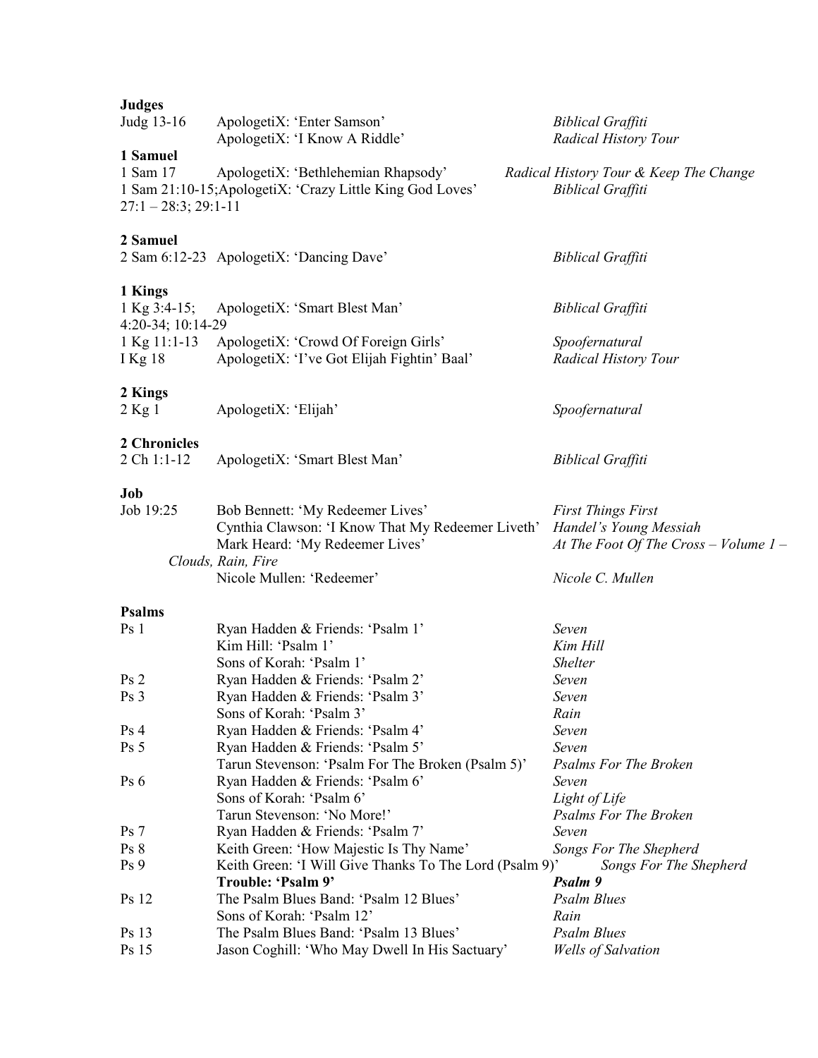**Judges**

| | | |
|---|---|---|
| Judg 13-16 | ApologetiX: 'Enter Samson' | *Biblical Graffiti* |
| | ApologetiX: 'I Know A Riddle' | *Radical History Tour* |

**1 Samuel**

| | | |
|---|---|---|
| 1 Sam 17 | ApologetiX: 'Bethlehemian Rhapsody' | *Radical History Tour & Keep The Change* |
| 1 Sam 21:10-15; 27:1 – 28:3; 29:1-11 | ApologetiX: 'Crazy Little King God Loves' | *Biblical Graffiti* |

**2 Samuel**

| | | |
|---|---|---|
| 2 Sam 6:12-23 | ApologetiX: 'Dancing Dave' | *Biblical Graffiti* |

**1 Kings**

| | | |
|---|---|---|
| 1 Kg 3:4-15; 4:20-34; 10:14-29 | ApologetiX: 'Smart Blest Man' | *Biblical Graffiti* |
| 1 Kg 11:1-13 | ApologetiX: 'Crowd Of Foreign Girls' | *Spoofernatural* |
| I Kg 18 | ApologetiX: 'I've Got Elijah Fightin' Baal' | *Radical History Tour* |

**2 Kings**

| | | |
|---|---|---|
| 2 Kg 1 | ApologetiX: 'Elijah' | *Spoofernatural* |

**2 Chronicles**

| | | |
|---|---|---|
| 2 Ch 1:1-12 | ApologetiX: 'Smart Blest Man' | *Biblical Graffiti* |

**Job**

| | | |
|---|---|---|
| Job 19:25 | Bob Bennett: 'My Redeemer Lives' | *First Things First* |
| | Cynthia Clawson: 'I Know That My Redeemer Liveth' | *Handel's Young Messiah* |
| | Mark Heard: 'My Redeemer Lives' | *At The Foot Of The Cross – Volume 1 – Clouds, Rain, Fire* |
| | Nicole Mullen: 'Redeemer' | *Nicole C. Mullen* |

**Psalms**

| | | |
|---|---|---|
| Ps 1 | Ryan Hadden & Friends: 'Psalm 1' | *Seven* |
| | Kim Hill: 'Psalm 1' | *Kim Hill* |
| | Sons of Korah: 'Psalm 1' | *Shelter* |
| Ps 2 | Ryan Hadden & Friends: 'Psalm 2' | *Seven* |
| Ps 3 | Ryan Hadden & Friends: 'Psalm 3' | *Seven* |
| | Sons of Korah: 'Psalm 3' | *Rain* |
| Ps 4 | Ryan Hadden & Friends: 'Psalm 4' | *Seven* |
| Ps 5 | Ryan Hadden & Friends: 'Psalm 5' | *Seven* |
| | Tarun Stevenson: 'Psalm For The Broken (Psalm 5)' | *Psalms For The Broken* |
| Ps 6 | Ryan Hadden & Friends: 'Psalm 6' | *Seven* |
| | Sons of Korah: 'Psalm 6' | *Light of Life* |
| | Tarun Stevenson: 'No More!' | *Psalms For The Broken* |
| Ps 7 | Ryan Hadden & Friends: 'Psalm 7' | *Seven* |
| Ps 8 | Keith Green: 'How Majestic Is Thy Name' | *Songs For The Shepherd* |
| Ps 9 | Keith Green: 'I Will Give Thanks To The Lord (Psalm 9)' | *Songs For The Shepherd* |
| | **Trouble: 'Psalm 9'** | ***Psalm 9*** |
| Ps 12 | The Psalm Blues Band: 'Psalm 12 Blues' | *Psalm Blues* |
| | Sons of Korah: 'Psalm 12' | *Rain* |
| Ps 13 | The Psalm Blues Band: 'Psalm 13 Blues' | *Psalm Blues* |
| Ps 15 | Jason Coghill: 'Who May Dwell In His Sactuary' | *Wells of Salvation* |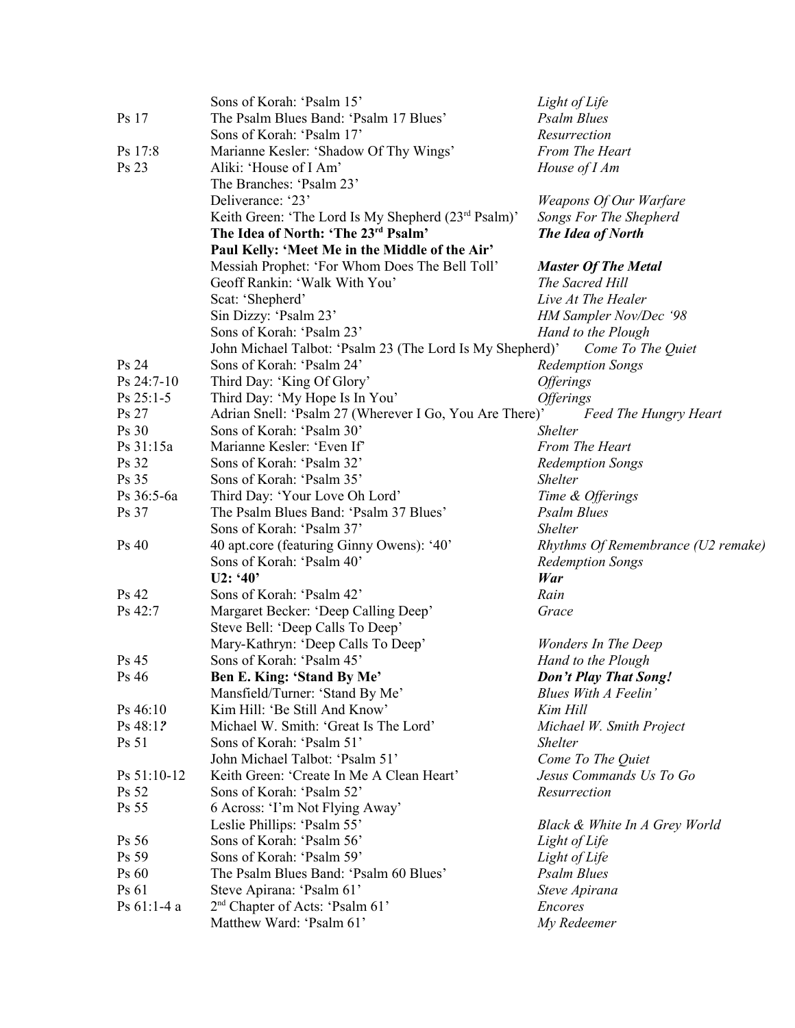| | | |
|---|---|---|
| | Sons of Korah: 'Psalm 15' | *Light of Life* |
| Ps 17 | The Psalm Blues Band: 'Psalm 17 Blues' | *Psalm Blues* |
| | Sons of Korah: 'Psalm 17' | *Resurrection* |
| Ps 17:8 | Marianne Kesler: 'Shadow Of Thy Wings' | *From The Heart* |
| Ps 23 | Aliki: 'House of I Am' | *House of I Am* |
| | The Branches: 'Psalm 23' | |
| | Deliverance: '23' | *Weapons Of Our Warfare* |
| | Keith Green: 'The Lord Is My Shepherd (23rd Psalm)' | *Songs For The Shepherd* |
| | **The Idea of North: 'The 23rd Psalm'** | ***The Idea of North*** |
| | **Paul Kelly: 'Meet Me in the Middle of the Air'** | |
| | Messiah Prophet: 'For Whom Does The Bell Toll' | ***Master Of The Metal*** |
| | Geoff Rankin: 'Walk With You' | *The Sacred Hill* |
| | Scat: 'Shepherd' | *Live At The Healer* |
| | Sin Dizzy: 'Psalm 23' | *HM Sampler Nov/Dec '98* |
| | Sons of Korah: 'Psalm 23' | *Hand to the Plough* |
| | John Michael Talbot: 'Psalm 23 (The Lord Is My Shepherd)' | *Come To The Quiet* |
| Ps 24 | Sons of Korah: 'Psalm 24' | *Redemption Songs* |
| Ps 24:7-10 | Third Day: 'King Of Glory' | *Offerings* |
| Ps 25:1-5 | Third Day: 'My Hope Is In You' | *Offerings* |
| Ps 27 | Adrian Snell: 'Psalm 27 (Wherever I Go, You Are There)' | *Feed The Hungry Heart* |
| Ps 30 | Sons of Korah: 'Psalm 30' | *Shelter* |
| Ps 31:15a | Marianne Kesler: 'Even If' | *From The Heart* |
| Ps 32 | Sons of Korah: 'Psalm 32' | *Redemption Songs* |
| Ps 35 | Sons of Korah: 'Psalm 35' | *Shelter* |
| Ps 36:5-6a | Third Day: 'Your Love Oh Lord' | *Time & Offerings* |
| Ps 37 | The Psalm Blues Band: 'Psalm 37 Blues' | *Psalm Blues* |
| | Sons of Korah: 'Psalm 37' | *Shelter* |
| Ps 40 | 40 apt.core (featuring Ginny Owens): '40' | *Rhythms Of Remembrance (U2 remake)* |
| | Sons of Korah: 'Psalm 40' | *Redemption Songs* |
| | **U2: '40'** | ***War*** |
| Ps 42 | Sons of Korah: 'Psalm 42' | *Rain* |
| Ps 42:7 | Margaret Becker: 'Deep Calling Deep' | *Grace* |
| | Steve Bell: 'Deep Calls To Deep' | |
| | Mary-Kathryn: 'Deep Calls To Deep' | *Wonders In The Deep* |
| Ps 45 | Sons of Korah: 'Psalm 45' | *Hand to the Plough* |
| Ps 46 | **Ben E. King: 'Stand By Me'** | ***Don't Play That Song!*** |
| | Mansfield/Turner: 'Stand By Me' | *Blues With A Feelin'* |
| Ps 46:10 | Kim Hill: 'Be Still And Know' | *Kim Hill* |
| Ps 48:1***?*** | Michael W. Smith: 'Great Is The Lord' | *Michael W. Smith Project* |
| Ps 51 | Sons of Korah: 'Psalm 51' | *Shelter* |
| | John Michael Talbot: 'Psalm 51' | *Come To The Quiet* |
| Ps 51:10-12 | Keith Green: 'Create In Me A Clean Heart' | *Jesus Commands Us To Go* |
| Ps 52 | Sons of Korah: 'Psalm 52' | *Resurrection* |
| Ps 55 | 6 Across: 'I'm Not Flying Away' | |
| | Leslie Phillips: 'Psalm 55' | *Black & White In A Grey World* |
| Ps 56 | Sons of Korah: 'Psalm 56' | *Light of Life* |
| Ps 59 | Sons of Korah: 'Psalm 59' | *Light of Life* |
| Ps 60 | The Psalm Blues Band: 'Psalm 60 Blues' | *Psalm Blues* |
| Ps 61 | Steve Apirana: 'Psalm 61' | *Steve Apirana* |
| Ps 61:1-4 a | 2nd Chapter of Acts: 'Psalm 61' | *Encores* |
| | Matthew Ward: 'Psalm 61' | *My Redeemer* |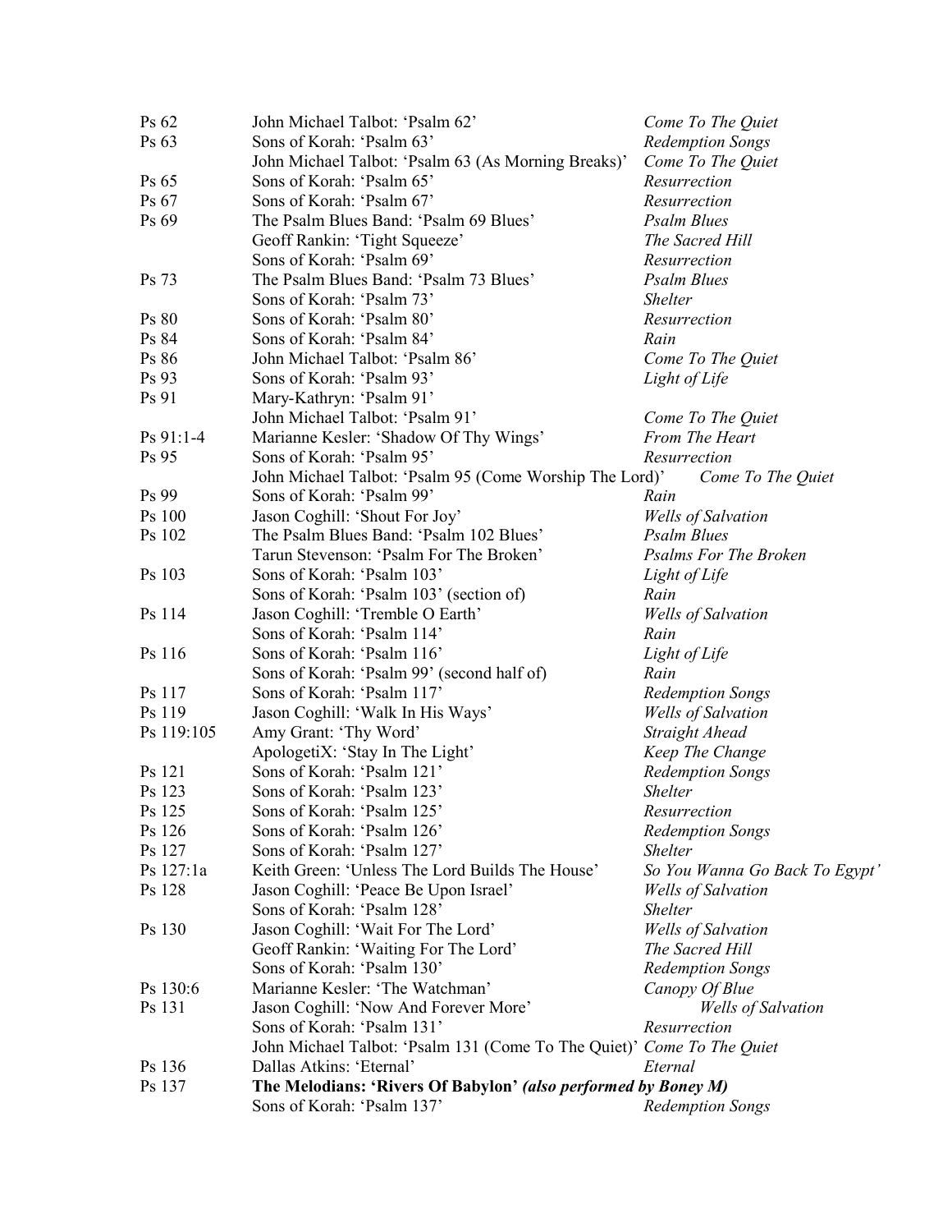| | | |
|---|---|---|
| Ps 62 | John Michael Talbot: 'Psalm 62' | *Come To The Quiet* |
| Ps 63 | Sons of Korah: 'Psalm 63' | *Redemption Songs* |
| | John Michael Talbot: 'Psalm 63 (As Morning Breaks)' | *Come To The Quiet* |
| Ps 65 | Sons of Korah: 'Psalm 65' | *Resurrection* |
| Ps 67 | Sons of Korah: 'Psalm 67' | *Resurrection* |
| Ps 69 | The Psalm Blues Band: 'Psalm 69 Blues' | *Psalm Blues* |
| | Geoff Rankin: 'Tight Squeeze' | *The Sacred Hill* |
| | Sons of Korah: 'Psalm 69' | *Resurrection* |
| Ps 73 | The Psalm Blues Band: 'Psalm 73 Blues' | *Psalm Blues* |
| | Sons of Korah: 'Psalm 73' | *Shelter* |
| Ps 80 | Sons of Korah: 'Psalm 80' | *Resurrection* |
| Ps 84 | Sons of Korah: 'Psalm 84' | *Rain* |
| Ps 86 | John Michael Talbot: 'Psalm 86' | *Come To The Quiet* |
| Ps 93 | Sons of Korah: 'Psalm 93' | *Light of Life* |
| Ps 91 | Mary-Kathryn: 'Psalm 91' | |
| | John Michael Talbot: 'Psalm 91' | *Come To The Quiet* |
| Ps 91:1-4 | Marianne Kesler: 'Shadow Of Thy Wings' | *From The Heart* |
| Ps 95 | Sons of Korah: 'Psalm 95' | *Resurrection* |
| | John Michael Talbot: 'Psalm 95 (Come Worship The Lord)' | *Come To The Quiet* |
| Ps 99 | Sons of Korah: 'Psalm 99' | *Rain* |
| Ps 100 | Jason Coghill: 'Shout For Joy' | *Wells of Salvation* |
| Ps 102 | The Psalm Blues Band: 'Psalm 102 Blues' | *Psalm Blues* |
| | Tarun Stevenson: 'Psalm For The Broken' | *Psalms For The Broken* |
| Ps 103 | Sons of Korah: 'Psalm 103' | *Light of Life* |
| | Sons of Korah: 'Psalm 103' (section of) | *Rain* |
| Ps 114 | Jason Coghill: 'Tremble O Earth' | *Wells of Salvation* |
| | Sons of Korah: 'Psalm 114' | *Rain* |
| Ps 116 | Sons of Korah: 'Psalm 116' | *Light of Life* |
| | Sons of Korah: 'Psalm 99' (second half of) | *Rain* |
| Ps 117 | Sons of Korah: 'Psalm 117' | *Redemption Songs* |
| Ps 119 | Jason Coghill: 'Walk In His Ways' | *Wells of Salvation* |
| Ps 119:105 | Amy Grant: 'Thy Word' | *Straight Ahead* |
| | ApologetiX: 'Stay In The Light' | *Keep The Change* |
| Ps 121 | Sons of Korah: 'Psalm 121' | *Redemption Songs* |
| Ps 123 | Sons of Korah: 'Psalm 123' | *Shelter* |
| Ps 125 | Sons of Korah: 'Psalm 125' | *Resurrection* |
| Ps 126 | Sons of Korah: 'Psalm 126' | *Redemption Songs* |
| Ps 127 | Sons of Korah: 'Psalm 127' | *Shelter* |
| Ps 127:1a | Keith Green: 'Unless The Lord Builds The House' | *So You Wanna Go Back To Egypt'* |
| Ps 128 | Jason Coghill: 'Peace Be Upon Israel' | *Wells of Salvation* |
| | Sons of Korah: 'Psalm 128' | *Shelter* |
| Ps 130 | Jason Coghill: 'Wait For The Lord' | *Wells of Salvation* |
| | Geoff Rankin: 'Waiting For The Lord' | *The Sacred Hill* |
| | Sons of Korah: 'Psalm 130' | *Redemption Songs* |
| Ps 130:6 | Marianne Kesler: 'The Watchman' | *Canopy Of Blue* |
| Ps 131 | Jason Coghill: 'Now And Forever More' | *Wells of Salvation* |
| | Sons of Korah: 'Psalm 131' | *Resurrection* |
| | John Michael Talbot: 'Psalm 131 (Come To The Quiet)' | *Come To The Quiet* |
| Ps 136 | Dallas Atkins: 'Eternal' | *Eternal* |
| Ps 137 | **The Melodians: 'Rivers Of Babylon'** ***(also performed by Boney M)*** | |
| | Sons of Korah: 'Psalm 137' | *Redemption Songs* |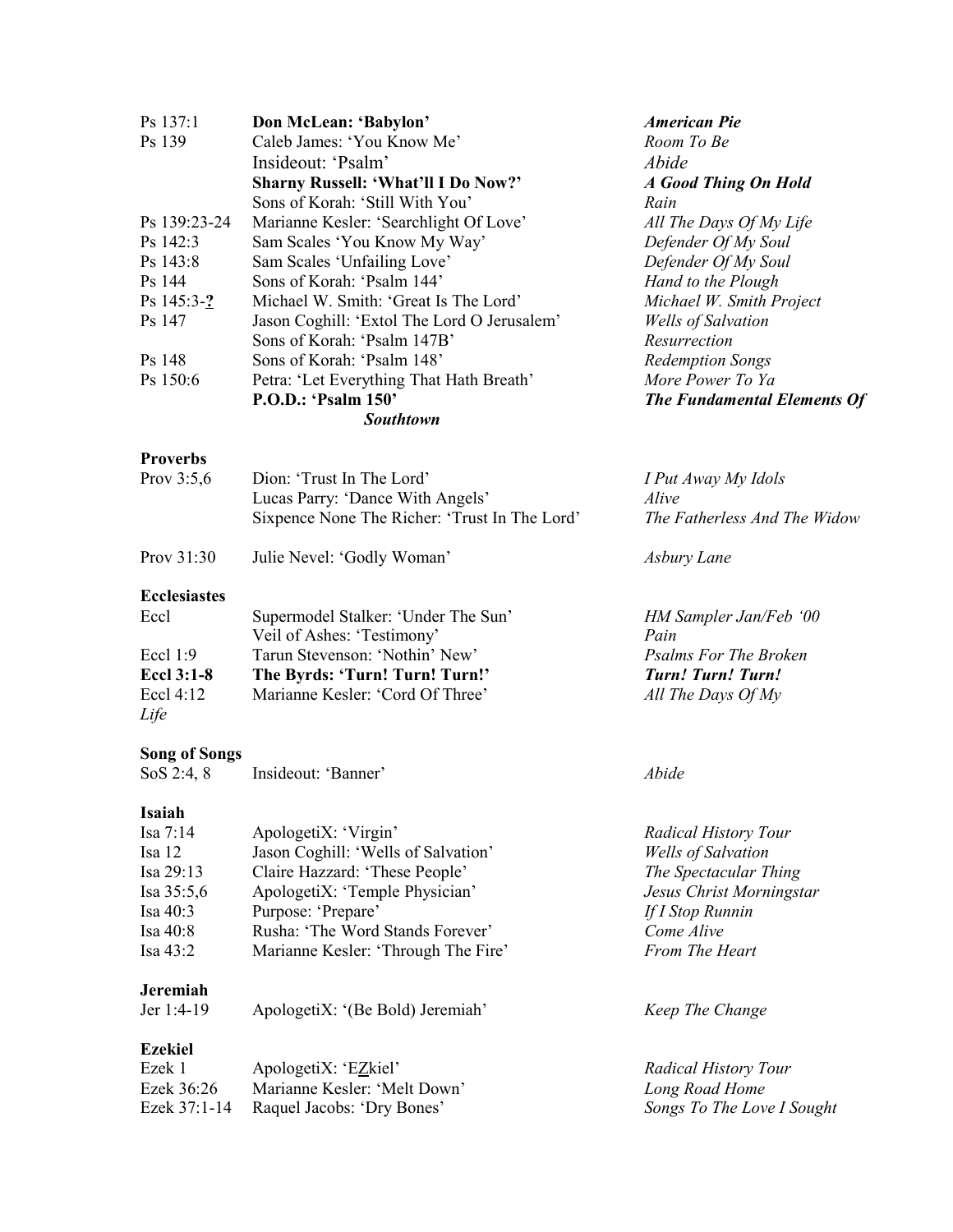| | | |
|---|---|---|
| Ps 137:1 | **Don McLean: 'Babylon'** | ***American Pie*** |
| Ps 139 | Caleb James: 'You Know Me' | *Room To Be* |
| | Insideout: 'Psalm' | *Abide* |
| | **Sharny Russell: 'What'll I Do Now?'** | ***A Good Thing On Hold*** |
| | Sons of Korah: 'Still With You' | *Rain* |
| Ps 139:23-24 | Marianne Kesler: 'Searchlight Of Love' | *All The Days Of My Life* |
| Ps 142:3 | Sam Scales 'You Know My Way' | *Defender Of My Soul* |
| Ps 143:8 | Sam Scales 'Unfailing Love' | *Defender Of My Soul* |
| Ps 144 | Sons of Korah: 'Psalm 144' | *Hand to the Plough* |
| Ps 145:3-**?** | Michael W. Smith: 'Great Is The Lord' | *Michael W. Smith Project* |
| Ps 147 | Jason Coghill: 'Extol The Lord O Jerusalem' | *Wells of Salvation* |
| | Sons of Korah: 'Psalm 147B' | *Resurrection* |
| Ps 148 | Sons of Korah: 'Psalm 148' | *Redemption Songs* |
| Ps 150:6 | Petra: 'Let Everything That Hath Breath' | *More Power To Ya* |
| | **P.O.D.: 'Psalm 150'** | ***The Fundamental Elements Of Southtown*** |

**Proverbs**

| | | |
|---|---|---|
| Prov 3:5,6 | Dion: 'Trust In The Lord' | *I Put Away My Idols* |
| | Lucas Parry: 'Dance With Angels' | *Alive* |
| | Sixpence None The Richer: 'Trust In The Lord' | *The Fatherless And The Widow* |
| Prov 31:30 | Julie Nevel: 'Godly Woman' | *Asbury Lane* |

**Ecclesiastes**

| | | |
|---|---|---|
| Eccl | Supermodel Stalker: 'Under The Sun' | *HM Sampler Jan/Feb '00* |
| | Veil of Ashes: 'Testimony' | *Pain* |
| Eccl 1:9 | Tarun Stevenson: 'Nothin' New' | *Psalms For The Broken* |
| **Eccl 3:1-8** | **The Byrds: 'Turn! Turn! Turn!'** | ***Turn! Turn! Turn!*** |
| Eccl 4:12 | Marianne Kesler: 'Cord Of Three' | *All The Days Of My Life* |

**Song of Songs**

| | | |
|---|---|---|
| SoS 2:4, 8 | Insideout: 'Banner' | *Abide* |

**Isaiah**

| | | |
|---|---|---|
| Isa 7:14 | ApologetiX: 'Virgin' | *Radical History Tour* |
| Isa 12 | Jason Coghill: 'Wells of Salvation' | *Wells of Salvation* |
| Isa 29:13 | Claire Hazzard: 'These People' | *The Spectacular Thing* |
| Isa 35:5,6 | ApologetiX: 'Temple Physician' | *Jesus Christ Morningstar* |
| Isa 40:3 | Purpose: 'Prepare' | *If I Stop Runnin* |
| Isa 40:8 | Rusha: 'The Word Stands Forever' | *Come Alive* |
| Isa 43:2 | Marianne Kesler: 'Through The Fire' | *From The Heart* |

**Jeremiah**

| | | |
|---|---|---|
| Jer 1:4-19 | ApologetiX: '(Be Bold) Jeremiah' | *Keep The Change* |

**Ezekiel**

| | | |
|---|---|---|
| Ezek 1 | ApologetiX: 'EZkiel' | *Radical History Tour* |
| Ezek 36:26 | Marianne Kesler: 'Melt Down' | *Long Road Home* |
| Ezek 37:1-14 | Raquel Jacobs: 'Dry Bones' | *Songs To The Love I Sought* |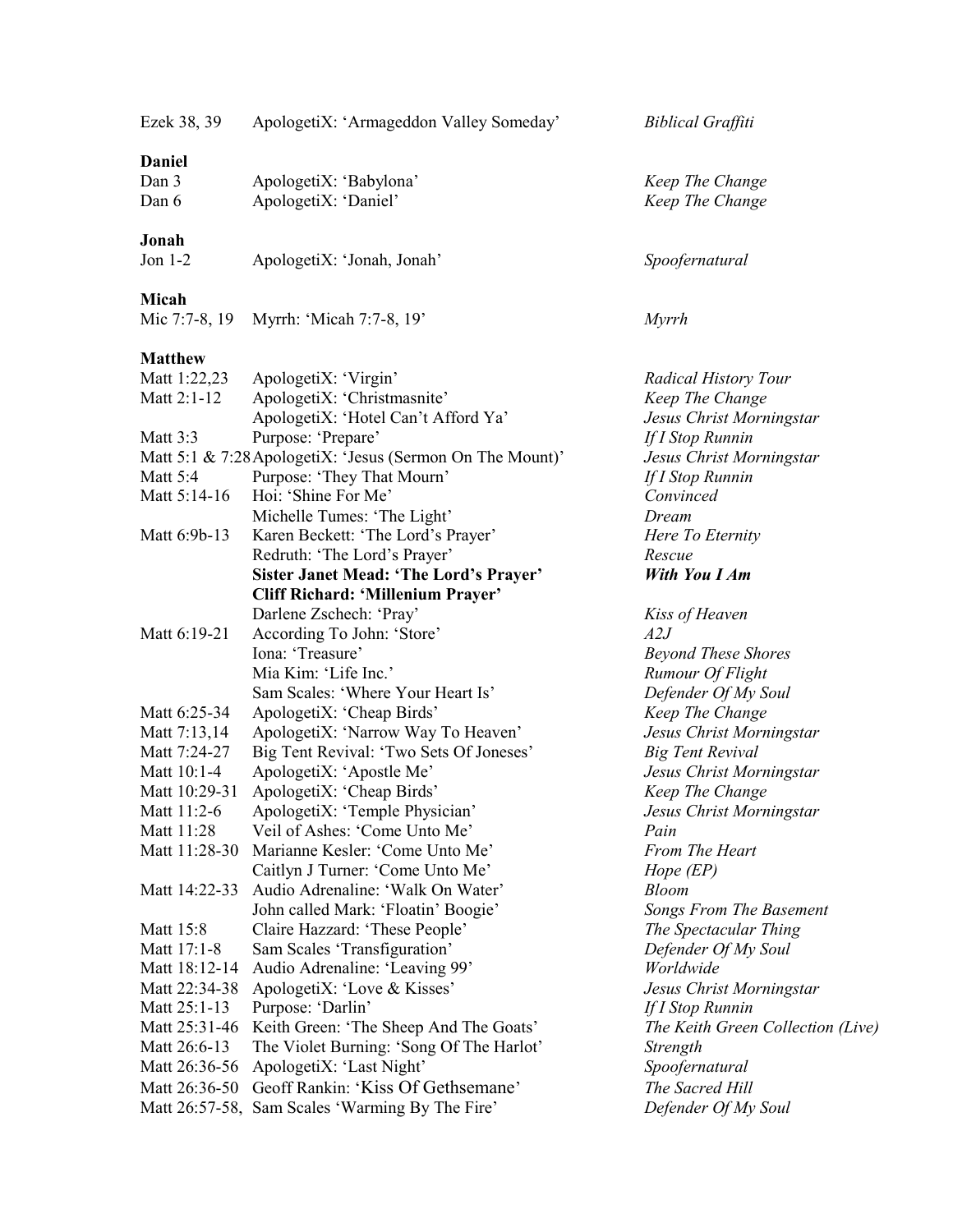| | | |
|---|---|---|
| Ezek 38, 39 | ApologetiX: 'Armageddon Valley Someday' | *Biblical Graffiti* |
| **Daniel** | | |
| Dan 3 | ApologetiX: 'Babylona' | *Keep The Change* |
| Dan 6 | ApologetiX: 'Daniel' | *Keep The Change* |
| **Jonah** | | |
| Jon 1-2 | ApologetiX: 'Jonah, Jonah' | *Spoofernatural* |
| **Micah** | | |
| Mic 7:7-8, 19 | Myrrh: 'Micah 7:7-8, 19' | *Myrrh* |
| **Matthew** | | |
| Matt 1:22,23 | ApologetiX: 'Virgin' | *Radical History Tour* |
| Matt 2:1-12 | ApologetiX: 'Christmasnite' | *Keep The Change* |
| | ApologetiX: 'Hotel Can't Afford Ya' | *Jesus Christ Morningstar* |
| Matt 3:3 | Purpose: 'Prepare' | *If I Stop Runnin* |
| Matt 5:1 & 7:28 | ApologetiX: 'Jesus (Sermon On The Mount)' | *Jesus Christ Morningstar* |
| Matt 5:4 | Purpose: 'They That Mourn' | *If I Stop Runnin* |
| Matt 5:14-16 | Hoi: 'Shine For Me' | *Convinced* |
| | Michelle Tumes: 'The Light' | *Dream* |
| Matt 6:9b-13 | Karen Beckett: 'The Lord's Prayer' | *Here To Eternity* |
| | Redruth: 'The Lord's Prayer' | *Rescue* |
| | **Sister Janet Mead: 'The Lord's Prayer'** | ***With You I Am*** |
| | **Cliff Richard: 'Millenium Prayer'** | |
| | Darlene Zschech: 'Pray' | *Kiss of Heaven* |
| Matt 6:19-21 | According To John: 'Store' | *A2J* |
| | Iona: 'Treasure' | *Beyond These Shores* |
| | Mia Kim: 'Life Inc.' | *Rumour Of Flight* |
| | Sam Scales: 'Where Your Heart Is' | *Defender Of My Soul* |
| Matt 6:25-34 | ApologetiX: 'Cheap Birds' | *Keep The Change* |
| Matt 7:13,14 | ApologetiX: 'Narrow Way To Heaven' | *Jesus Christ Morningstar* |
| Matt 7:24-27 | Big Tent Revival: 'Two Sets Of Joneses' | *Big Tent Revival* |
| Matt 10:1-4 | ApologetiX: 'Apostle Me' | *Jesus Christ Morningstar* |
| Matt 10:29-31 | ApologetiX: 'Cheap Birds' | *Keep The Change* |
| Matt 11:2-6 | ApologetiX: 'Temple Physician' | *Jesus Christ Morningstar* |
| Matt 11:28 | Veil of Ashes: 'Come Unto Me' | *Pain* |
| Matt 11:28-30 | Marianne Kesler: 'Come Unto Me' | *From The Heart* |
| | Caitlyn J Turner: 'Come Unto Me' | *Hope (EP)* |
| Matt 14:22-33 | Audio Adrenaline: 'Walk On Water' | *Bloom* |
| | John called Mark: 'Floatin' Boogie' | *Songs From The Basement* |
| Matt 15:8 | Claire Hazzard: 'These People' | *The Spectacular Thing* |
| Matt 17:1-8 | Sam Scales 'Transfiguration' | *Defender Of My Soul* |
| Matt 18:12-14 | Audio Adrenaline: 'Leaving 99' | *Worldwide* |
| Matt 22:34-38 | ApologetiX: 'Love & Kisses' | *Jesus Christ Morningstar* |
| Matt 25:1-13 | Purpose: 'Darlin' | *If I Stop Runnin* |
| Matt 25:31-46 | Keith Green: 'The Sheep And The Goats' | *The Keith Green Collection (Live)* |
| Matt 26:6-13 | The Violet Burning: 'Song Of The Harlot' | *Strength* |
| Matt 26:36-56 | ApologetiX: 'Last Night' | *Spoofernatural* |
| Matt 26:36-50 | Geoff Rankin: 'Kiss Of Gethsemane' | *The Sacred Hill* |
| Matt 26:57-58, | Sam Scales 'Warming By The Fire' | *Defender Of My Soul* |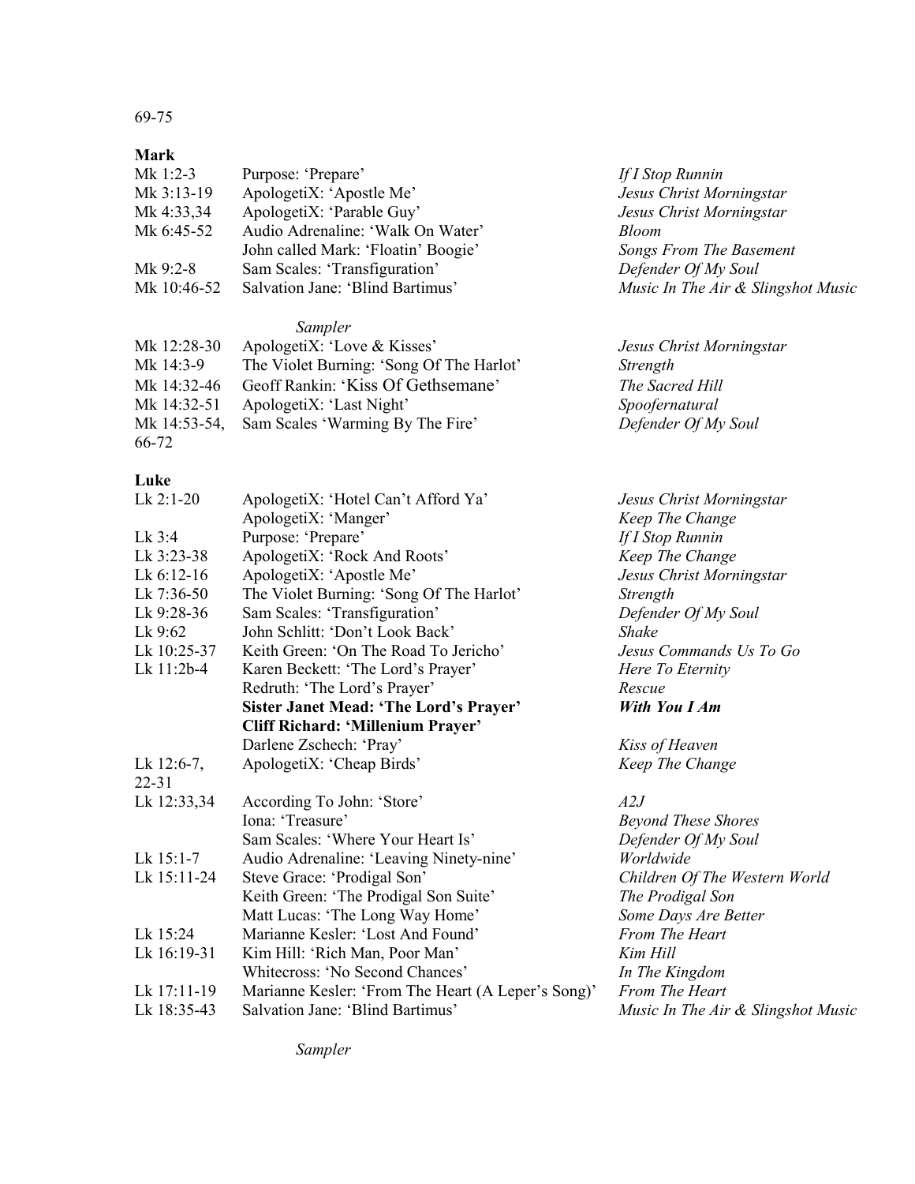69-75

**Mark**

| | | |
|---|---|---|
| Mk 1:2-3 | Purpose: 'Prepare' | *If I Stop Runnin* |
| Mk 3:13-19 | ApologetiX: 'Apostle Me' | *Jesus Christ Morningstar* |
| Mk 4:33,34 | ApologetiX: 'Parable Guy' | *Jesus Christ Morningstar* |
| Mk 6:45-52 | Audio Adrenaline: 'Walk On Water' | *Bloom* |
| | John called Mark: 'Floatin' Boogie' | *Songs From The Basement* |
| Mk 9:2-8 | Sam Scales: 'Transfiguration' | *Defender Of My Soul* |
| Mk 10:46-52 | Salvation Jane: 'Blind Bartimus' | *Music In The Air & Slingshot Music* |
| | *Sampler* | |
| Mk 12:28-30 | ApologetiX: 'Love & Kisses' | *Jesus Christ Morningstar* |
| Mk 14:3-9 | The Violet Burning: 'Song Of The Harlot' | *Strength* |
| Mk 14:32-46 | Geoff Rankin: 'Kiss Of Gethsemane' | *The Sacred Hill* |
| Mk 14:32-51 | ApologetiX: 'Last Night' | *Spoofernatural* |
| Mk 14:53-54, 66-72 | Sam Scales 'Warming By The Fire' | *Defender Of My Soul* |

**Luke**

| | | |
|---|---|---|
| Lk 2:1-20 | ApologetiX: 'Hotel Can't Afford Ya' | *Jesus Christ Morningstar* |
| | ApologetiX: 'Manger' | *Keep The Change* |
| Lk 3:4 | Purpose: 'Prepare' | *If I Stop Runnin* |
| Lk 3:23-38 | ApologetiX: 'Rock And Roots' | *Keep The Change* |
| Lk 6:12-16 | ApologetiX: 'Apostle Me' | *Jesus Christ Morningstar* |
| Lk 7:36-50 | The Violet Burning: 'Song Of The Harlot' | *Strength* |
| Lk 9:28-36 | Sam Scales: 'Transfiguration' | *Defender Of My Soul* |
| Lk 9:62 | John Schlitt: 'Don't Look Back' | *Shake* |
| Lk 10:25-37 | Keith Green: 'On The Road To Jericho' | *Jesus Commands Us To Go* |
| Lk 11:2b-4 | Karen Beckett: 'The Lord's Prayer' | *Here To Eternity* |
| | Redruth: 'The Lord's Prayer' | *Rescue* |
| | **Sister Janet Mead: 'The Lord's Prayer'** | ***With You I Am*** |
| | **Cliff Richard: 'Millenium Prayer'** | |
| | Darlene Zschech: 'Pray' | *Kiss of Heaven* |
| Lk 12:6-7, 22-31 | ApologetiX: 'Cheap Birds' | *Keep The Change* |
| Lk 12:33,34 | According To John: 'Store' | *A2J* |
| | Iona: 'Treasure' | *Beyond These Shores* |
| | Sam Scales: 'Where Your Heart Is' | *Defender Of My Soul* |
| Lk 15:1-7 | Audio Adrenaline: 'Leaving Ninety-nine' | *Worldwide* |
| Lk 15:11-24 | Steve Grace: 'Prodigal Son' | *Children Of The Western World* |
| | Keith Green: 'The Prodigal Son Suite' | *The Prodigal Son* |
| | Matt Lucas: 'The Long Way Home' | *Some Days Are Better* |
| Lk 15:24 | Marianne Kesler: 'Lost And Found' | *From The Heart* |
| Lk 16:19-31 | Kim Hill: 'Rich Man, Poor Man' | *Kim Hill* |
| | Whitecross: 'No Second Chances' | *In The Kingdom* |
| Lk 17:11-19 | Marianne Kesler: 'From The Heart (A Leper's Song)' | *From The Heart* |
| Lk 18:35-43 | Salvation Jane: 'Blind Bartimus' | *Music In The Air & Slingshot Music* |
| | *Sampler* | |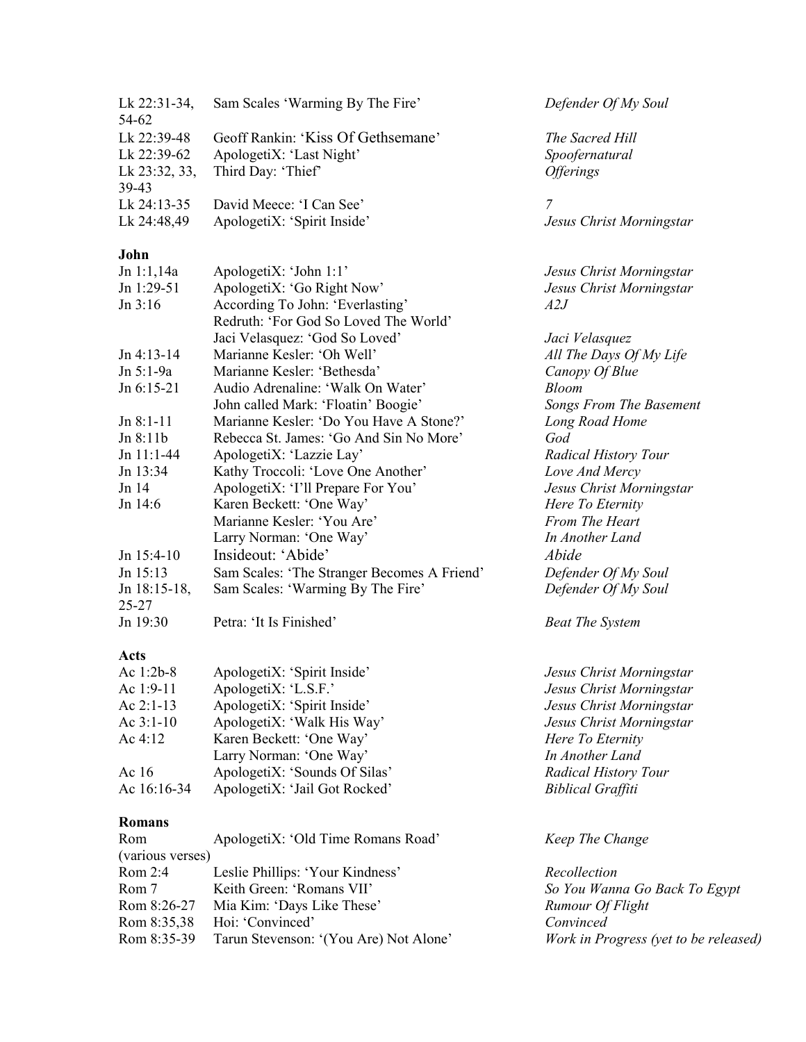| | | |
|---|---|---|
| Lk 22:31-34, 54-62 | Sam Scales 'Warming By The Fire' | *Defender Of My Soul* |
| Lk 22:39-48 | Geoff Rankin: 'Kiss Of Gethsemane' | *The Sacred Hill* |
| Lk 22:39-62 | ApologetiX: 'Last Night' | *Spoofernatural* |
| Lk 23:32, 33, 39-43 | Third Day: 'Thief' | *Offerings* |
| Lk 24:13-35 | David Meece: 'I Can See' | *7* |
| Lk 24:48,49 | ApologetiX: 'Spirit Inside' | *Jesus Christ Morningstar* |

**John**

| | | |
|---|---|---|
| Jn 1:1,14a | ApologetiX: 'John 1:1' | *Jesus Christ Morningstar* |
| Jn 1:29-51 | ApologetiX: 'Go Right Now' | *Jesus Christ Morningstar* |
| Jn 3:16 | According To John: 'Everlasting' | *A2J* |
| | Redruth: 'For God So Loved The World' | |
| | Jaci Velasquez: 'God So Loved' | *Jaci Velasquez* |
| Jn 4:13-14 | Marianne Kesler: 'Oh Well' | *All The Days Of My Life* |
| Jn 5:1-9a | Marianne Kesler: 'Bethesda' | *Canopy Of Blue* |
| Jn 6:15-21 | Audio Adrenaline: 'Walk On Water' | *Bloom* |
| | John called Mark: 'Floatin' Boogie' | *Songs From The Basement* |
| Jn 8:1-11 | Marianne Kesler: 'Do You Have A Stone?' | *Long Road Home* |
| Jn 8:11b | Rebecca St. James: 'Go And Sin No More' | *God* |
| Jn 11:1-44 | ApologetiX: 'Lazzie Lay' | *Radical History Tour* |
| Jn 13:34 | Kathy Troccoli: 'Love One Another' | *Love And Mercy* |
| Jn 14 | ApologetiX: 'I'll Prepare For You' | *Jesus Christ Morningstar* |
| Jn 14:6 | Karen Beckett: 'One Way' | *Here To Eternity* |
| | Marianne Kesler: 'You Are' | *From The Heart* |
| | Larry Norman: 'One Way' | *In Another Land* |
| Jn 15:4-10 | Insideout: 'Abide' | *Abide* |
| Jn 15:13 | Sam Scales: 'The Stranger Becomes A Friend' | *Defender Of My Soul* |
| Jn 18:15-18, 25-27 | Sam Scales: 'Warming By The Fire' | *Defender Of My Soul* |
| Jn 19:30 | Petra: 'It Is Finished' | *Beat The System* |

**Acts**

| | | |
|---|---|---|
| Ac 1:2b-8 | ApologetiX: 'Spirit Inside' | *Jesus Christ Morningstar* |
| Ac 1:9-11 | ApologetiX: 'L.S.F.' | *Jesus Christ Morningstar* |
| Ac 2:1-13 | ApologetiX: 'Spirit Inside' | *Jesus Christ Morningstar* |
| Ac 3:1-10 | ApologetiX: 'Walk His Way' | *Jesus Christ Morningstar* |
| Ac 4:12 | Karen Beckett: 'One Way' | *Here To Eternity* |
| | Larry Norman: 'One Way' | *In Another Land* |
| Ac 16 | ApologetiX: 'Sounds Of Silas' | *Radical History Tour* |
| Ac 16:16-34 | ApologetiX: 'Jail Got Rocked' | *Biblical Graffiti* |

**Romans**

| | | |
|---|---|---|
| Rom (various verses) | ApologetiX: 'Old Time Romans Road' | *Keep The Change* |
| Rom 2:4 | Leslie Phillips: 'Your Kindness' | *Recollection* |
| Rom 7 | Keith Green: 'Romans VII' | *So You Wanna Go Back To Egypt* |
| Rom 8:26-27 | Mia Kim: 'Days Like These' | *Rumour Of Flight* |
| Rom 8:35,38 | Hoi: 'Convinced' | *Convinced* |
| Rom 8:35-39 | Tarun Stevenson: '(You Are) Not Alone' | *Work in Progress (yet to be released)* |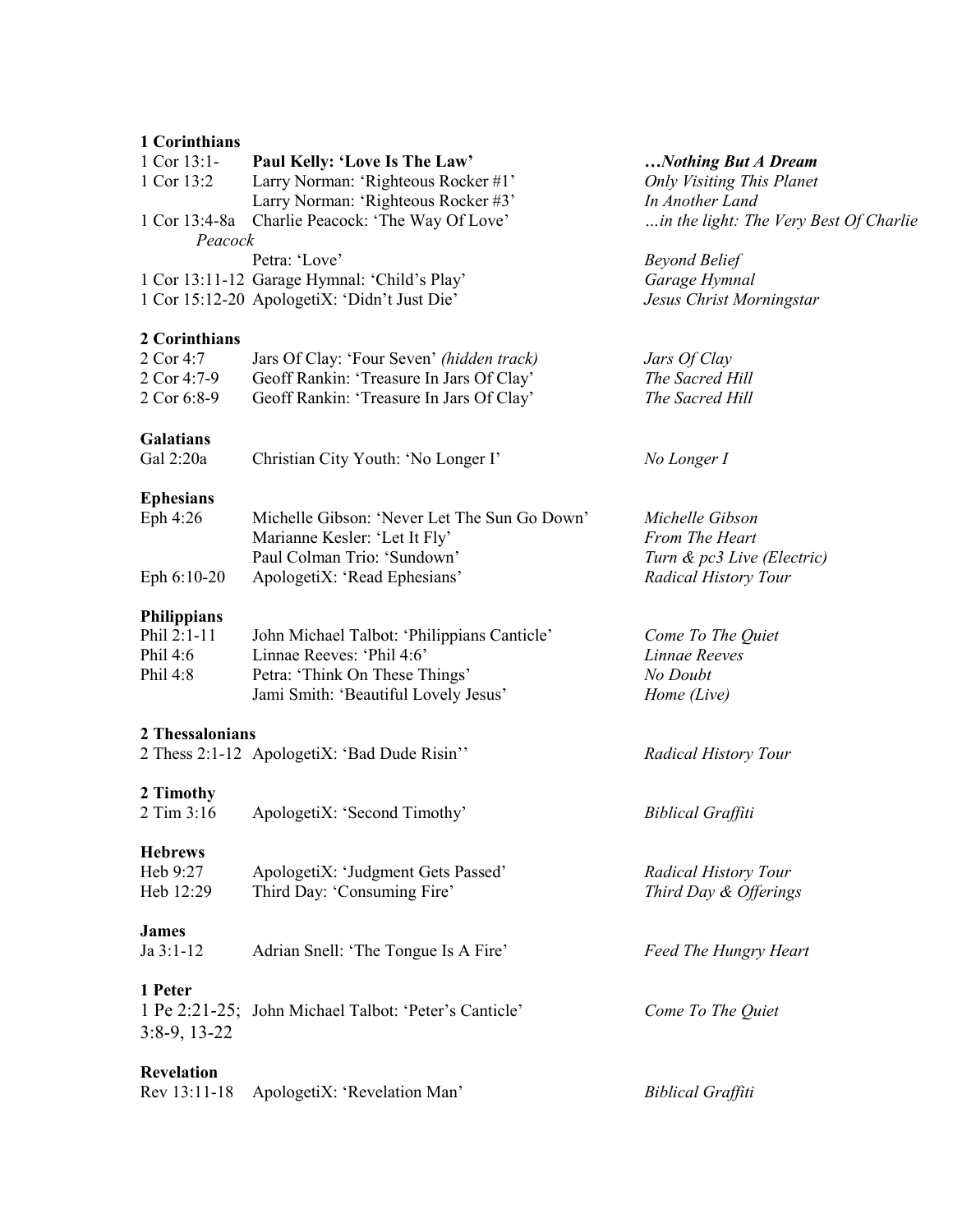**1 Corinthians**

| | | |
|---|---|---|
| 1 Cor 13:1- | **Paul Kelly: 'Love Is The Law'** | ***…Nothing But A Dream*** |
| 1 Cor 13:2 | Larry Norman: 'Righteous Rocker #1' | *Only Visiting This Planet* |
| | Larry Norman: 'Righteous Rocker #3' | *In Another Land* |
| 1 Cor 13:4-8a | Charlie Peacock: 'The Way Of Love' | *…in the light: The Very Best Of Charlie Peacock* |
| | Petra: 'Love' | *Beyond Belief* |
| 1 Cor 13:11-12 | Garage Hymnal: 'Child's Play' | *Garage Hymnal* |
| 1 Cor 15:12-20 | ApologetiX: 'Didn't Just Die' | *Jesus Christ Morningstar* |

**2 Corinthians**

| | | |
|---|---|---|
| 2 Cor 4:7 | Jars Of Clay: 'Four Seven' *(hidden track)* | *Jars Of Clay* |
| 2 Cor 4:7-9 | Geoff Rankin: 'Treasure In Jars Of Clay' | *The Sacred Hill* |
| 2 Cor 6:8-9 | Geoff Rankin: 'Treasure In Jars Of Clay' | *The Sacred Hill* |

**Galatians**

| | | |
|---|---|---|
| Gal 2:20a | Christian City Youth: 'No Longer I' | *No Longer I* |

**Ephesians**

| | | |
|---|---|---|
| Eph 4:26 | Michelle Gibson: 'Never Let The Sun Go Down' | *Michelle Gibson* |
| | Marianne Kesler: 'Let It Fly' | *From The Heart* |
| | Paul Colman Trio: 'Sundown' | *Turn & pc3 Live (Electric)* |
| Eph 6:10-20 | ApologetiX: 'Read Ephesians' | *Radical History Tour* |

**Philippians**

| | | |
|---|---|---|
| Phil 2:1-11 | John Michael Talbot: 'Philippians Canticle' | *Come To The Quiet* |
| Phil 4:6 | Linnae Reeves: 'Phil 4:6' | *Linnae Reeves* |
| Phil 4:8 | Petra: 'Think On These Things' | *No Doubt* |
| | Jami Smith: 'Beautiful Lovely Jesus' | *Home (Live)* |

**2 Thessalonians**

| | | |
|---|---|---|
| 2 Thess 2:1-12 | ApologetiX: 'Bad Dude Risin'' | *Radical History Tour* |

**2 Timothy**

| | | |
|---|---|---|
| 2 Tim 3:16 | ApologetiX: 'Second Timothy' | *Biblical Graffiti* |

**Hebrews**

| | | |
|---|---|---|
| Heb 9:27 | ApologetiX: 'Judgment Gets Passed' | *Radical History Tour* |
| Heb 12:29 | Third Day: 'Consuming Fire' | *Third Day & Offerings* |

**James**

| | | |
|---|---|---|
| Ja 3:1-12 | Adrian Snell: 'The Tongue Is A Fire' | *Feed The Hungry Heart* |

**1 Peter**

| | | |
|---|---|---|
| 1 Pe 2:21-25; 3:8-9, 13-22 | John Michael Talbot: 'Peter's Canticle' | *Come To The Quiet* |

**Revelation**

| | | |
|---|---|---|
| Rev 13:11-18 | ApologetiX: 'Revelation Man' | *Biblical Graffiti* |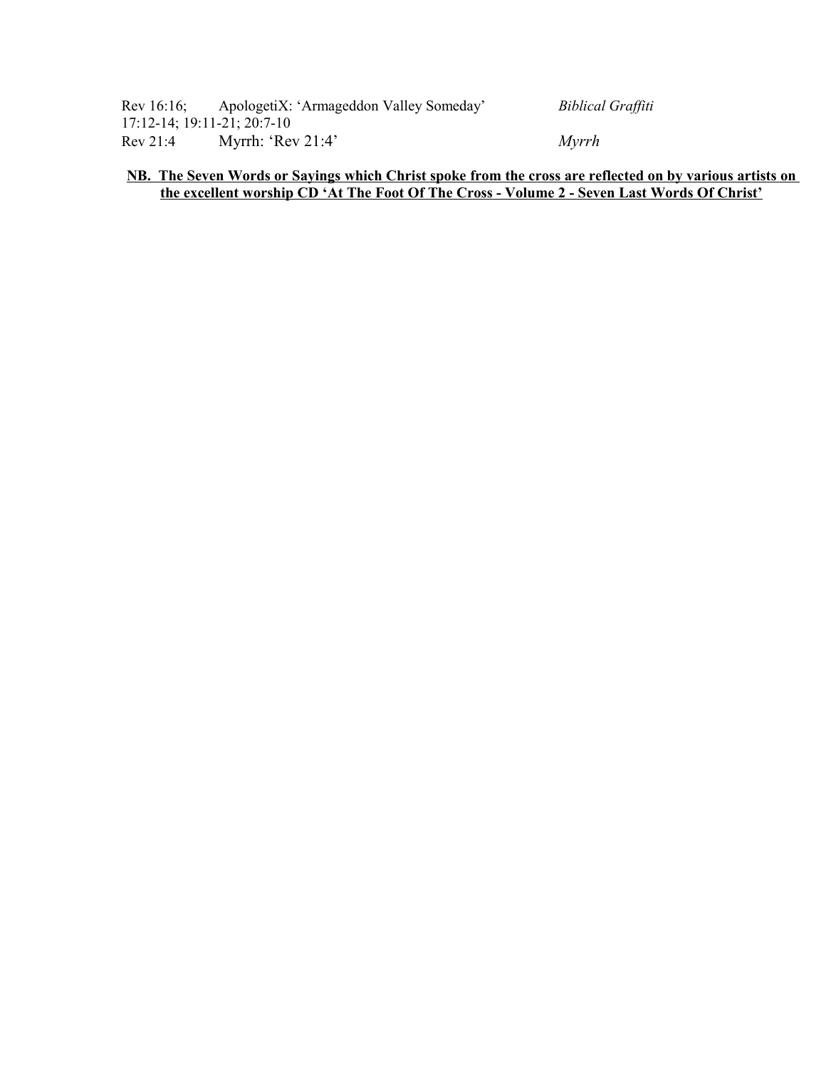| | | |
|---|---|---|
| Rev 16:16; 17:12-14; 19:11-21; 20:7-10 | ApologetiX: 'Armageddon Valley Someday' | *Biblical Graffiti* |
| Rev 21:4 | Myrrh: 'Rev 21:4' | *Myrrh* |

**<u>NB. The Seven Words or Sayings which Christ spoke from the cross are reflected on by various artists on the excellent worship CD 'At The Foot Of The Cross - Volume 2 - Seven Last Words Of Christ'</u>**